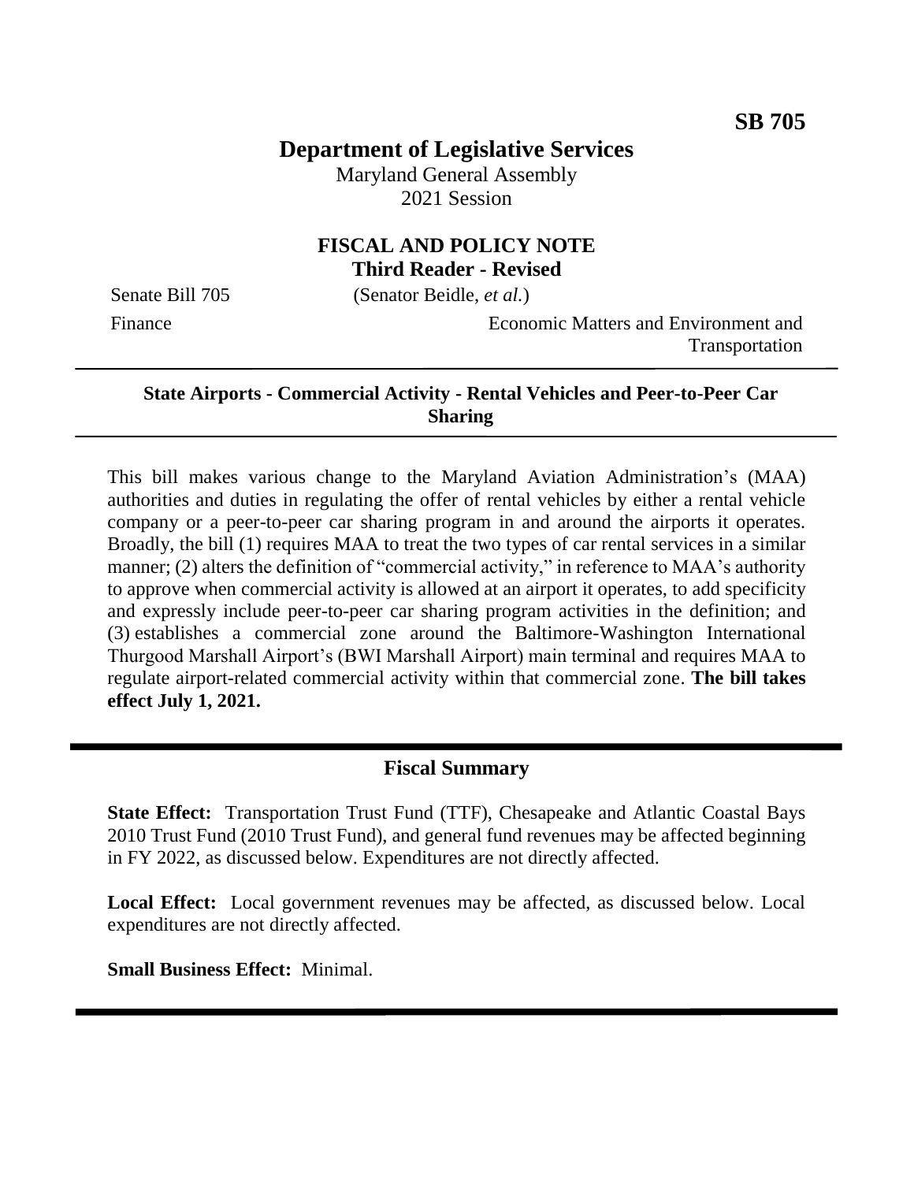**SB 705**

# Department of Legislative Services

Maryland General Assembly
2021 Session

## FISCAL AND POLICY NOTE
**Third Reader - Revised**

Senate Bill 705 (Senator Beidle, *et al.*)

Finance | Economic Matters and Environment and Transportation

---

**State Airports - Commercial Activity - Rental Vehicles and Peer-to-Peer Car Sharing**

---

This bill makes various change to the Maryland Aviation Administration's (MAA) authorities and duties in regulating the offer of rental vehicles by either a rental vehicle company or a peer-to-peer car sharing program in and around the airports it operates. Broadly, the bill (1) requires MAA to treat the two types of car rental services in a similar manner; (2) alters the definition of "commercial activity," in reference to MAA's authority to approve when commercial activity is allowed at an airport it operates, to add specificity and expressly include peer-to-peer car sharing program activities in the definition; and (3) establishes a commercial zone around the Baltimore-Washington International Thurgood Marshall Airport's (BWI Marshall Airport) main terminal and requires MAA to regulate airport-related commercial activity within that commercial zone. **The bill takes effect July 1, 2021.**

---

## Fiscal Summary

**State Effect:** Transportation Trust Fund (TTF), Chesapeake and Atlantic Coastal Bays 2010 Trust Fund (2010 Trust Fund), and general fund revenues may be affected beginning in FY 2022, as discussed below. Expenditures are not directly affected.

**Local Effect:** Local government revenues may be affected, as discussed below. Local expenditures are not directly affected.

**Small Business Effect:** Minimal.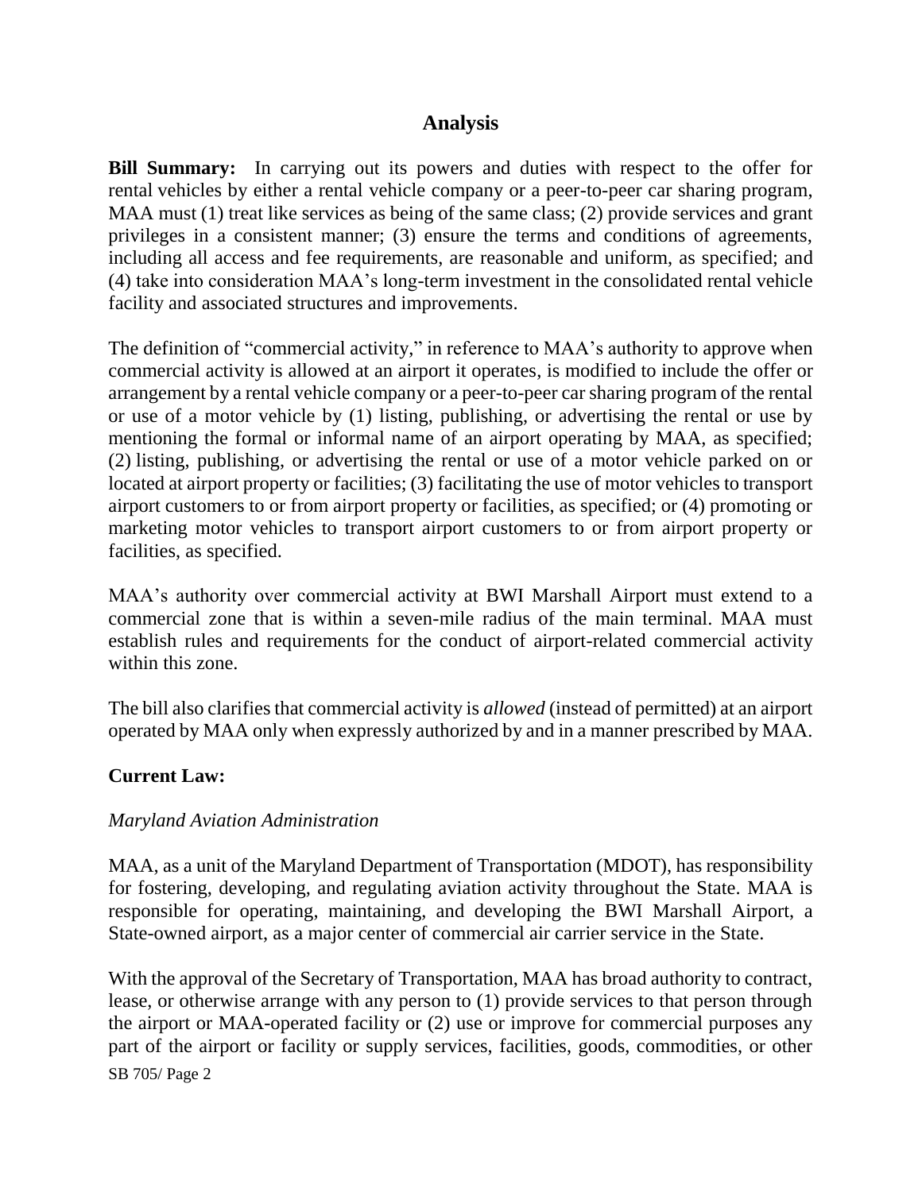## Analysis

**Bill Summary:** In carrying out its powers and duties with respect to the offer for rental vehicles by either a rental vehicle company or a peer-to-peer car sharing program, MAA must (1) treat like services as being of the same class; (2) provide services and grant privileges in a consistent manner; (3) ensure the terms and conditions of agreements, including all access and fee requirements, are reasonable and uniform, as specified; and (4) take into consideration MAA's long-term investment in the consolidated rental vehicle facility and associated structures and improvements.

The definition of "commercial activity," in reference to MAA's authority to approve when commercial activity is allowed at an airport it operates, is modified to include the offer or arrangement by a rental vehicle company or a peer-to-peer car sharing program of the rental or use of a motor vehicle by (1) listing, publishing, or advertising the rental or use by mentioning the formal or informal name of an airport operating by MAA, as specified; (2) listing, publishing, or advertising the rental or use of a motor vehicle parked on or located at airport property or facilities; (3) facilitating the use of motor vehicles to transport airport customers to or from airport property or facilities, as specified; or (4) promoting or marketing motor vehicles to transport airport customers to or from airport property or facilities, as specified.

MAA's authority over commercial activity at BWI Marshall Airport must extend to a commercial zone that is within a seven-mile radius of the main terminal. MAA must establish rules and requirements for the conduct of airport-related commercial activity within this zone.

The bill also clarifies that commercial activity is *allowed* (instead of permitted) at an airport operated by MAA only when expressly authorized by and in a manner prescribed by MAA.

**Current Law:**

*Maryland Aviation Administration*

MAA, as a unit of the Maryland Department of Transportation (MDOT), has responsibility for fostering, developing, and regulating aviation activity throughout the State. MAA is responsible for operating, maintaining, and developing the BWI Marshall Airport, a State-owned airport, as a major center of commercial air carrier service in the State.

With the approval of the Secretary of Transportation, MAA has broad authority to contract, lease, or otherwise arrange with any person to (1) provide services to that person through the airport or MAA-operated facility or (2) use or improve for commercial purposes any part of the airport or facility or supply services, facilities, goods, commodities, or other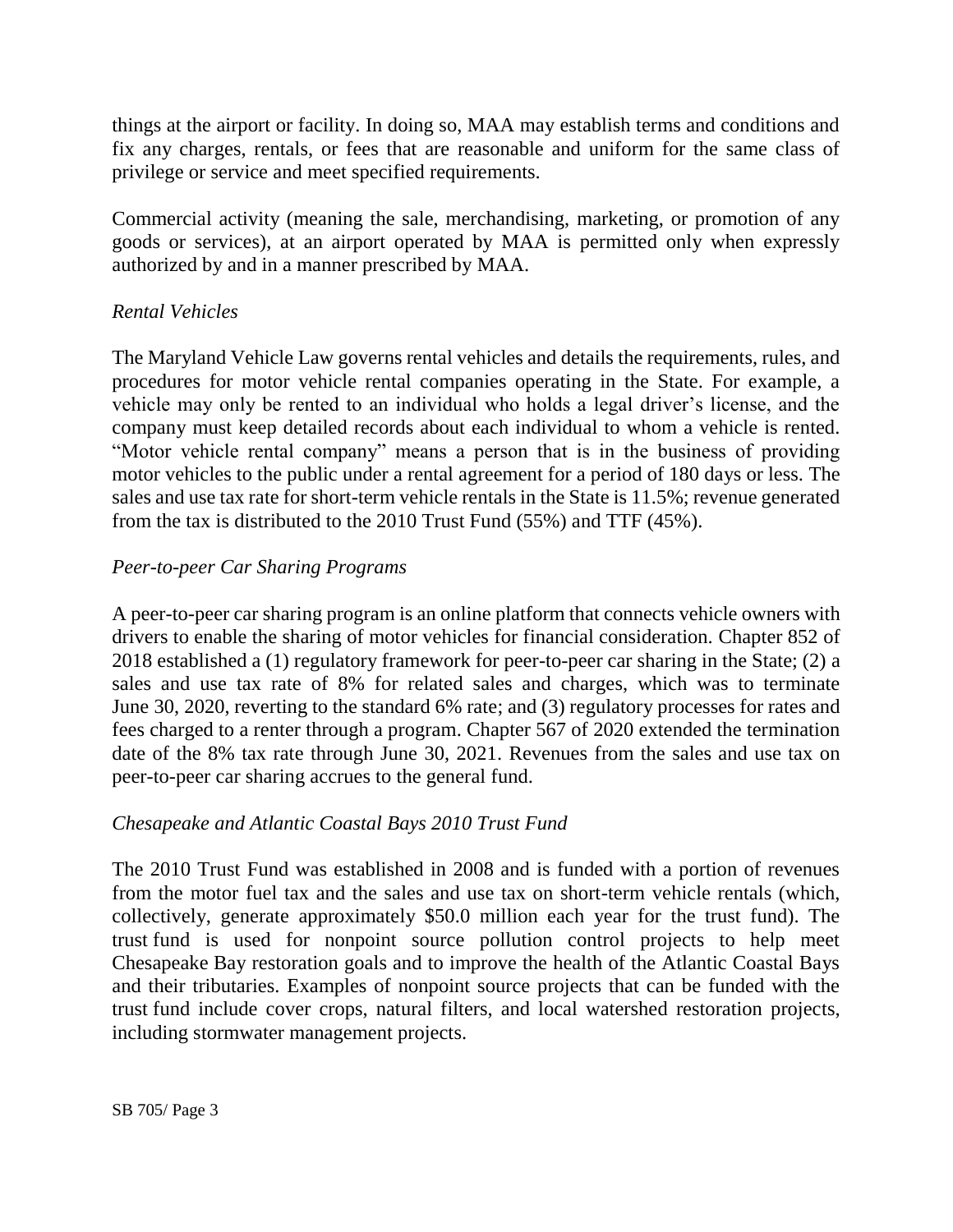things at the airport or facility. In doing so, MAA may establish terms and conditions and fix any charges, rentals, or fees that are reasonable and uniform for the same class of privilege or service and meet specified requirements.

Commercial activity (meaning the sale, merchandising, marketing, or promotion of any goods or services), at an airport operated by MAA is permitted only when expressly authorized by and in a manner prescribed by MAA.

*Rental Vehicles*

The Maryland Vehicle Law governs rental vehicles and details the requirements, rules, and procedures for motor vehicle rental companies operating in the State. For example, a vehicle may only be rented to an individual who holds a legal driver's license, and the company must keep detailed records about each individual to whom a vehicle is rented. "Motor vehicle rental company" means a person that is in the business of providing motor vehicles to the public under a rental agreement for a period of 180 days or less. The sales and use tax rate for short-term vehicle rentals in the State is 11.5%; revenue generated from the tax is distributed to the 2010 Trust Fund (55%) and TTF (45%).

*Peer-to-peer Car Sharing Programs*

A peer-to-peer car sharing program is an online platform that connects vehicle owners with drivers to enable the sharing of motor vehicles for financial consideration. Chapter 852 of 2018 established a (1) regulatory framework for peer-to-peer car sharing in the State; (2) a sales and use tax rate of 8% for related sales and charges, which was to terminate June 30, 2020, reverting to the standard 6% rate; and (3) regulatory processes for rates and fees charged to a renter through a program. Chapter 567 of 2020 extended the termination date of the 8% tax rate through June 30, 2021. Revenues from the sales and use tax on peer-to-peer car sharing accrues to the general fund.

*Chesapeake and Atlantic Coastal Bays 2010 Trust Fund*

The 2010 Trust Fund was established in 2008 and is funded with a portion of revenues from the motor fuel tax and the sales and use tax on short-term vehicle rentals (which, collectively, generate approximately \$50.0 million each year for the trust fund). The trust fund is used for nonpoint source pollution control projects to help meet Chesapeake Bay restoration goals and to improve the health of the Atlantic Coastal Bays and their tributaries. Examples of nonpoint source projects that can be funded with the trust fund include cover crops, natural filters, and local watershed restoration projects, including stormwater management projects.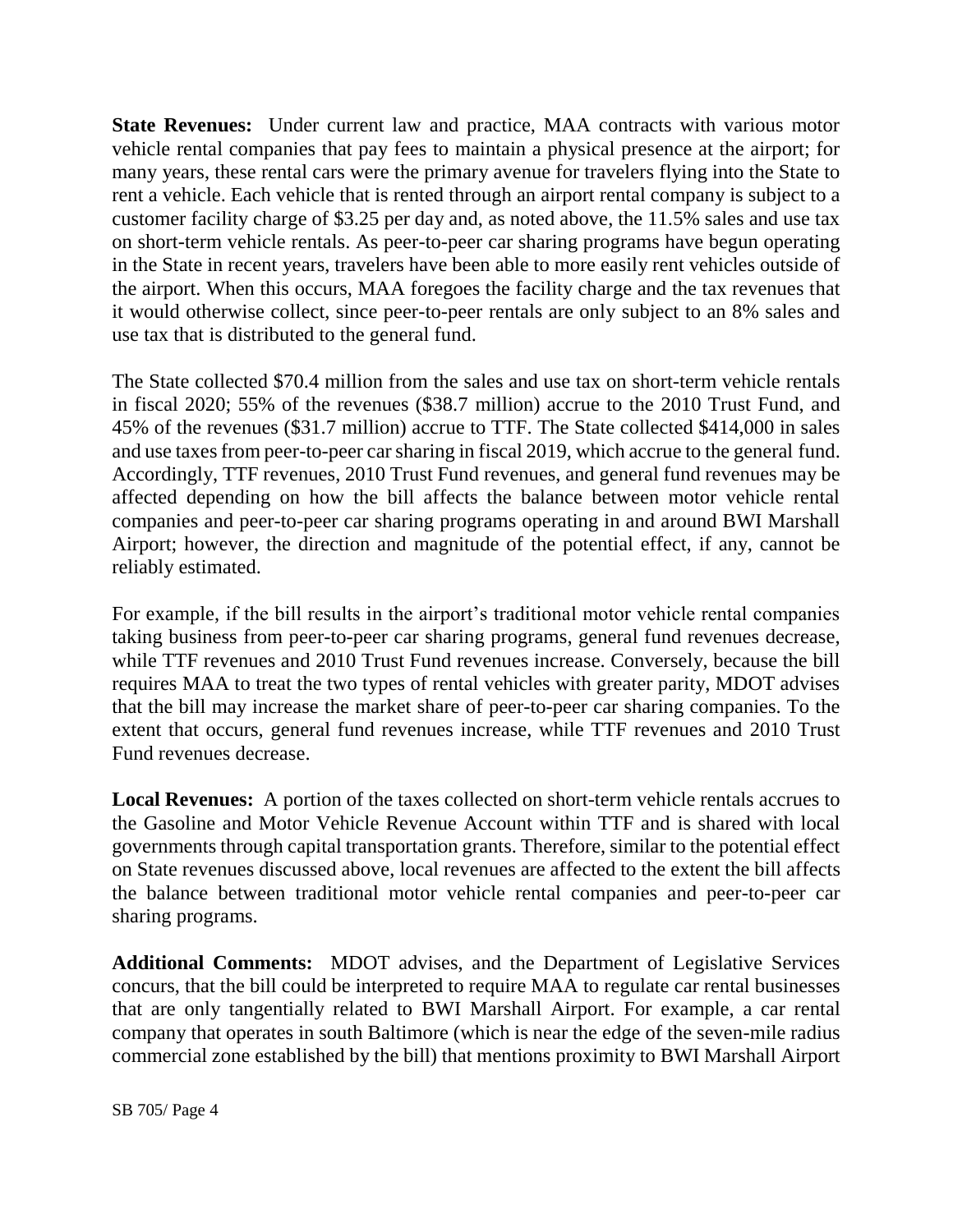**State Revenues:** Under current law and practice, MAA contracts with various motor vehicle rental companies that pay fees to maintain a physical presence at the airport; for many years, these rental cars were the primary avenue for travelers flying into the State to rent a vehicle. Each vehicle that is rented through an airport rental company is subject to a customer facility charge of $3.25 per day and, as noted above, the 11.5% sales and use tax on short-term vehicle rentals. As peer-to-peer car sharing programs have begun operating in the State in recent years, travelers have been able to more easily rent vehicles outside of the airport. When this occurs, MAA foregoes the facility charge and the tax revenues that it would otherwise collect, since peer-to-peer rentals are only subject to an 8% sales and use tax that is distributed to the general fund.

The State collected $70.4 million from the sales and use tax on short-term vehicle rentals in fiscal 2020; 55% of the revenues ($38.7 million) accrue to the 2010 Trust Fund, and 45% of the revenues ($31.7 million) accrue to TTF. The State collected $414,000 in sales and use taxes from peer-to-peer car sharing in fiscal 2019, which accrue to the general fund. Accordingly, TTF revenues, 2010 Trust Fund revenues, and general fund revenues may be affected depending on how the bill affects the balance between motor vehicle rental companies and peer-to-peer car sharing programs operating in and around BWI Marshall Airport; however, the direction and magnitude of the potential effect, if any, cannot be reliably estimated.

For example, if the bill results in the airport's traditional motor vehicle rental companies taking business from peer-to-peer car sharing programs, general fund revenues decrease, while TTF revenues and 2010 Trust Fund revenues increase. Conversely, because the bill requires MAA to treat the two types of rental vehicles with greater parity, MDOT advises that the bill may increase the market share of peer-to-peer car sharing companies. To the extent that occurs, general fund revenues increase, while TTF revenues and 2010 Trust Fund revenues decrease.

**Local Revenues:** A portion of the taxes collected on short-term vehicle rentals accrues to the Gasoline and Motor Vehicle Revenue Account within TTF and is shared with local governments through capital transportation grants. Therefore, similar to the potential effect on State revenues discussed above, local revenues are affected to the extent the bill affects the balance between traditional motor vehicle rental companies and peer-to-peer car sharing programs.

**Additional Comments:** MDOT advises, and the Department of Legislative Services concurs, that the bill could be interpreted to require MAA to regulate car rental businesses that are only tangentially related to BWI Marshall Airport. For example, a car rental company that operates in south Baltimore (which is near the edge of the seven-mile radius commercial zone established by the bill) that mentions proximity to BWI Marshall Airport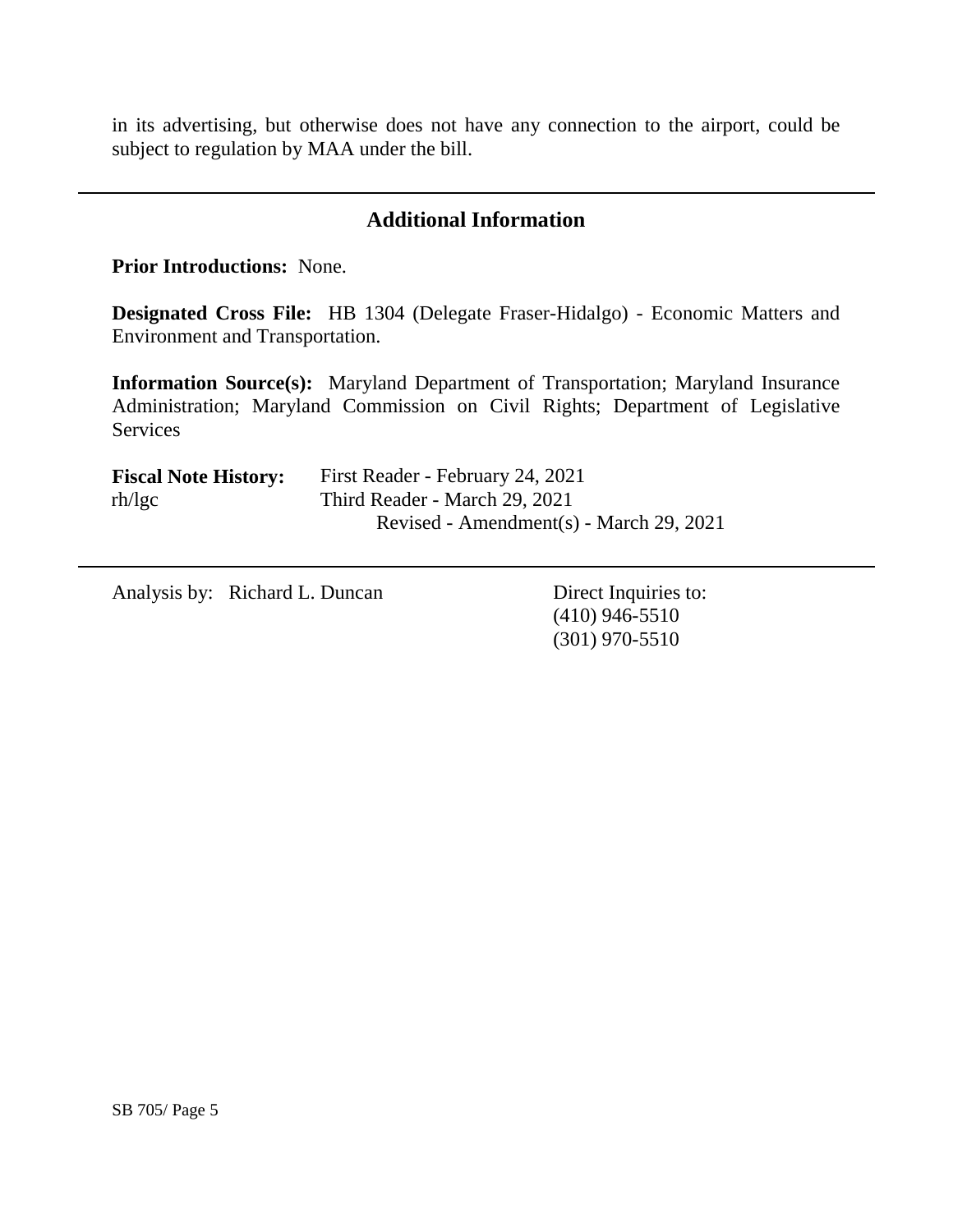in its advertising, but otherwise does not have any connection to the airport, could be subject to regulation by MAA under the bill.

## Additional Information

**Prior Introductions:** None.

**Designated Cross File:** HB 1304 (Delegate Fraser-Hidalgo) - Economic Matters and Environment and Transportation.

**Information Source(s):** Maryland Department of Transportation; Maryland Insurance Administration; Maryland Commission on Civil Rights; Department of Legislative Services

| | |
|---|---|
| **Fiscal Note History:** | First Reader - February 24, 2021 |
| rh/lgc | Third Reader - March 29, 2021 |
| | Revised - Amendment(s) - March 29, 2021 |

Analysis by: Richard L. Duncan

Direct Inquiries to:
(410) 946-5510
(301) 970-5510